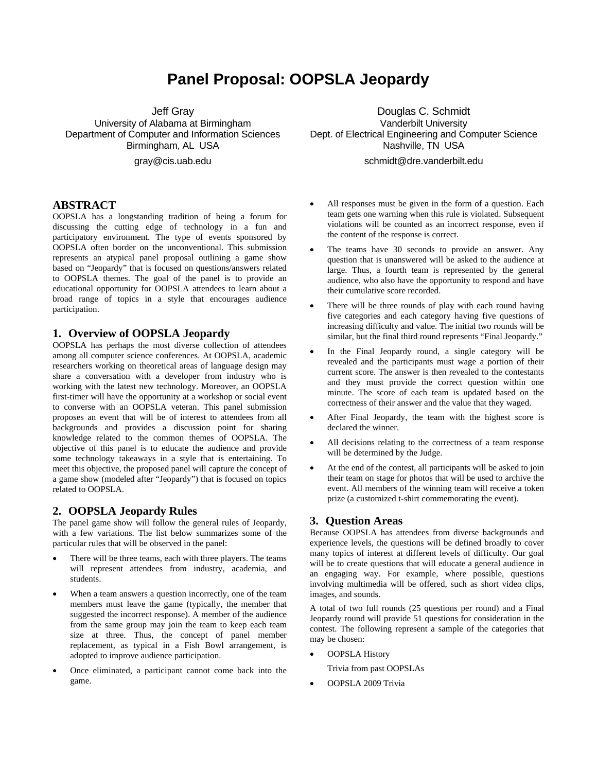# Panel Proposal: OOPSLA Jeopardy

Jeff Gray
University of Alabama at Birmingham
Department of Computer and Information Sciences
Birmingham, AL USA
gray@cis.uab.edu

Douglas C. Schmidt
Vanderbilt University
Dept. of Electrical Engineering and Computer Science
Nashville, TN USA
schmidt@dre.vanderbilt.edu

## ABSTRACT

OOPSLA has a longstanding tradition of being a forum for discussing the cutting edge of technology in a fun and participatory environment. The type of events sponsored by OOPSLA often border on the unconventional. This submission represents an atypical panel proposal outlining a game show based on "Jeopardy" that is focused on questions/answers related to OOPSLA themes. The goal of the panel is to provide an educational opportunity for OOPSLA attendees to learn about a broad range of topics in a style that encourages audience participation.

## 1. Overview of OOPSLA Jeopardy

OOPSLA has perhaps the most diverse collection of attendees among all computer science conferences. At OOPSLA, academic researchers working on theoretical areas of language design may share a conversation with a developer from industry who is working with the latest new technology. Moreover, an OOPSLA first-timer will have the opportunity at a workshop or social event to converse with an OOPSLA veteran. This panel submission proposes an event that will be of interest to attendees from all backgrounds and provides a discussion point for sharing knowledge related to the common themes of OOPSLA. The objective of this panel is to educate the audience and provide some technology takeaways in a style that is entertaining. To meet this objective, the proposed panel will capture the concept of a game show (modeled after "Jeopardy") that is focused on topics related to OOPSLA.

## 2. OOPSLA Jeopardy Rules

The panel game show will follow the general rules of Jeopardy, with a few variations. The list below summarizes some of the particular rules that will be observed in the panel:

- There will be three teams, each with three players. The teams will represent attendees from industry, academia, and students.
- When a team answers a question incorrectly, one of the team members must leave the game (typically, the member that suggested the incorrect response). A member of the audience from the same group may join the team to keep each team size at three. Thus, the concept of panel member replacement, as typical in a Fish Bowl arrangement, is adopted to improve audience participation.
- Once eliminated, a participant cannot come back into the game.
- All responses must be given in the form of a question. Each team gets one warning when this rule is violated. Subsequent violations will be counted as an incorrect response, even if the content of the response is correct.
- The teams have 30 seconds to provide an answer. Any question that is unanswered will be asked to the audience at large. Thus, a fourth team is represented by the general audience, who also have the opportunity to respond and have their cumulative score recorded.
- There will be three rounds of play with each round having five categories and each category having five questions of increasing difficulty and value. The initial two rounds will be similar, but the final third round represents "Final Jeopardy."
- In the Final Jeopardy round, a single category will be revealed and the participants must wage a portion of their current score. The answer is then revealed to the contestants and they must provide the correct question within one minute. The score of each team is updated based on the correctness of their answer and the value that they waged.
- After Final Jeopardy, the team with the highest score is declared the winner.
- All decisions relating to the correctness of a team response will be determined by the Judge.
- At the end of the contest, all participants will be asked to join their team on stage for photos that will be used to archive the event. All members of the winning team will receive a token prize (a customized t-shirt commemorating the event).

## 3. Question Areas

Because OOPSLA has attendees from diverse backgrounds and experience levels, the questions will be defined broadly to cover many topics of interest at different levels of difficulty. Our goal will be to create questions that will educate a general audience in an engaging way. For example, where possible, questions involving multimedia will be offered, such as short video clips, images, and sounds.

A total of two full rounds (25 questions per round) and a Final Jeopardy round will provide 51 questions for consideration in the contest. The following represent a sample of the categories that may be chosen:

- OOPSLA History

  Trivia from past OOPSLAs
- OOPSLA 2009 Trivia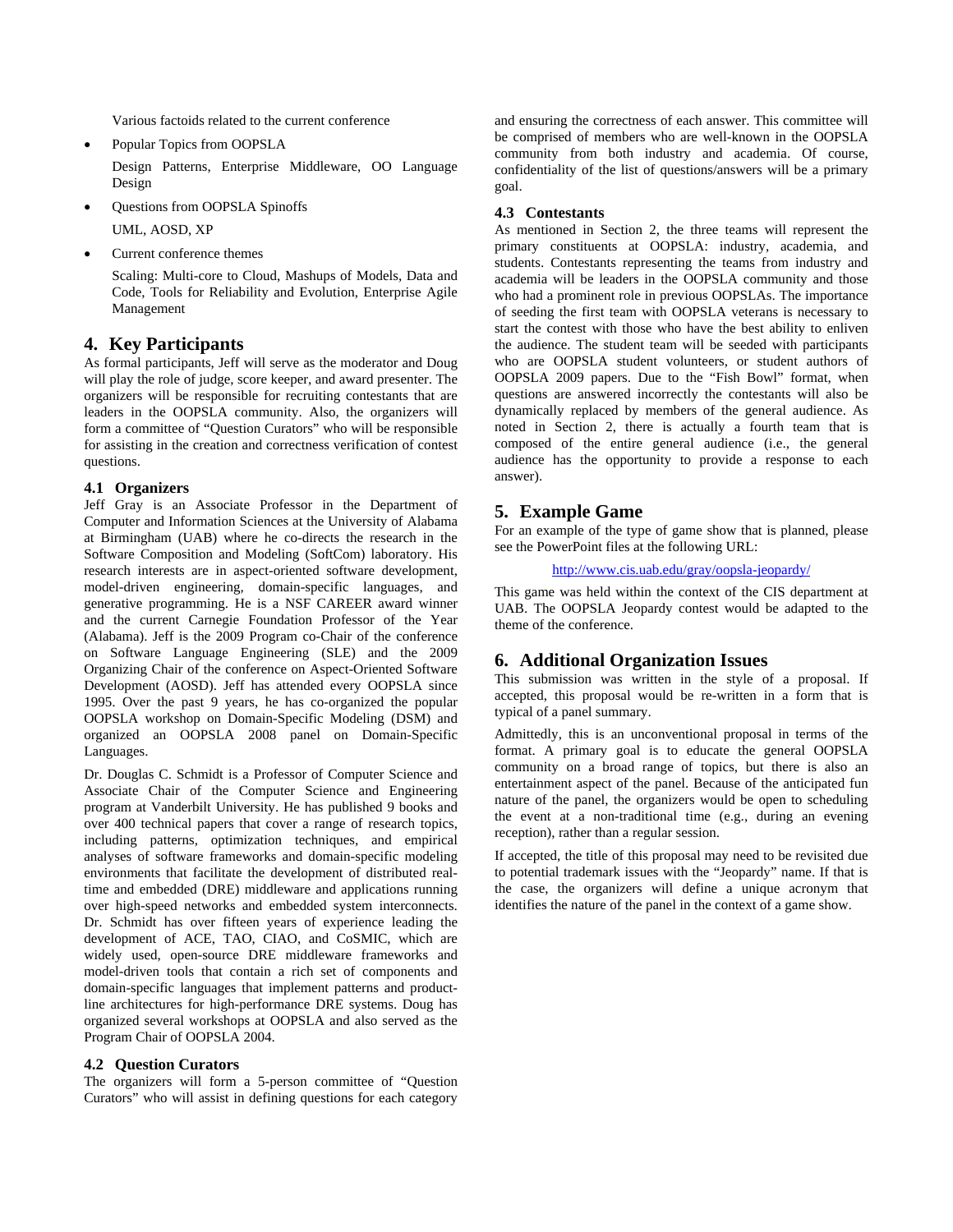Various factoids related to the current conference

- Popular Topics from OOPSLA

  Design Patterns, Enterprise Middleware, OO Language Design

- Questions from OOPSLA Spinoffs

  UML, AOSD, XP

- Current conference themes

  Scaling: Multi-core to Cloud, Mashups of Models, Data and Code, Tools for Reliability and Evolution, Enterprise Agile Management

## 4. Key Participants

As formal participants, Jeff will serve as the moderator and Doug will play the role of judge, score keeper, and award presenter. The organizers will be responsible for recruiting contestants that are leaders in the OOPSLA community. Also, the organizers will form a committee of "Question Curators" who will be responsible for assisting in the creation and correctness verification of contest questions.

### 4.1 Organizers

Jeff Gray is an Associate Professor in the Department of Computer and Information Sciences at the University of Alabama at Birmingham (UAB) where he co-directs the research in the Software Composition and Modeling (SoftCom) laboratory. His research interests are in aspect-oriented software development, model-driven engineering, domain-specific languages, and generative programming. He is a NSF CAREER award winner and the current Carnegie Foundation Professor of the Year (Alabama). Jeff is the 2009 Program co-Chair of the conference on Software Language Engineering (SLE) and the 2009 Organizing Chair of the conference on Aspect-Oriented Software Development (AOSD). Jeff has attended every OOPSLA since 1995. Over the past 9 years, he has co-organized the popular OOPSLA workshop on Domain-Specific Modeling (DSM) and organized an OOPSLA 2008 panel on Domain-Specific Languages.

Dr. Douglas C. Schmidt is a Professor of Computer Science and Associate Chair of the Computer Science and Engineering program at Vanderbilt University. He has published 9 books and over 400 technical papers that cover a range of research topics, including patterns, optimization techniques, and empirical analyses of software frameworks and domain-specific modeling environments that facilitate the development of distributed real-time and embedded (DRE) middleware and applications running over high-speed networks and embedded system interconnects. Dr. Schmidt has over fifteen years of experience leading the development of ACE, TAO, CIAO, and CoSMIC, which are widely used, open-source DRE middleware frameworks and model-driven tools that contain a rich set of components and domain-specific languages that implement patterns and product-line architectures for high-performance DRE systems. Doug has organized several workshops at OOPSLA and also served as the Program Chair of OOPSLA 2004.

### 4.2 Question Curators

The organizers will form a 5-person committee of "Question Curators" who will assist in defining questions for each category and ensuring the correctness of each answer. This committee will be comprised of members who are well-known in the OOPSLA community from both industry and academia. Of course, confidentiality of the list of questions/answers will be a primary goal.

### 4.3 Contestants

As mentioned in Section 2, the three teams will represent the primary constituents at OOPSLA: industry, academia, and students. Contestants representing the teams from industry and academia will be leaders in the OOPSLA community and those who had a prominent role in previous OOPSLAs. The importance of seeding the first team with OOPSLA veterans is necessary to start the contest with those who have the best ability to enliven the audience. The student team will be seeded with participants who are OOPSLA student volunteers, or student authors of OOPSLA 2009 papers. Due to the "Fish Bowl" format, when questions are answered incorrectly the contestants will also be dynamically replaced by members of the general audience. As noted in Section 2, there is actually a fourth team that is composed of the entire general audience (i.e., the general audience has the opportunity to provide a response to each answer).

## 5. Example Game

For an example of the type of game show that is planned, please see the PowerPoint files at the following URL:

http://www.cis.uab.edu/gray/oopsla-jeopardy/

This game was held within the context of the CIS department at UAB. The OOPSLA Jeopardy contest would be adapted to the theme of the conference.

## 6. Additional Organization Issues

This submission was written in the style of a proposal. If accepted, this proposal would be re-written in a form that is typical of a panel summary.

Admittedly, this is an unconventional proposal in terms of the format. A primary goal is to educate the general OOPSLA community on a broad range of topics, but there is also an entertainment aspect of the panel. Because of the anticipated fun nature of the panel, the organizers would be open to scheduling the event at a non-traditional time (e.g., during an evening reception), rather than a regular session.

If accepted, the title of this proposal may need to be revisited due to potential trademark issues with the "Jeopardy" name. If that is the case, the organizers will define a unique acronym that identifies the nature of the panel in the context of a game show.